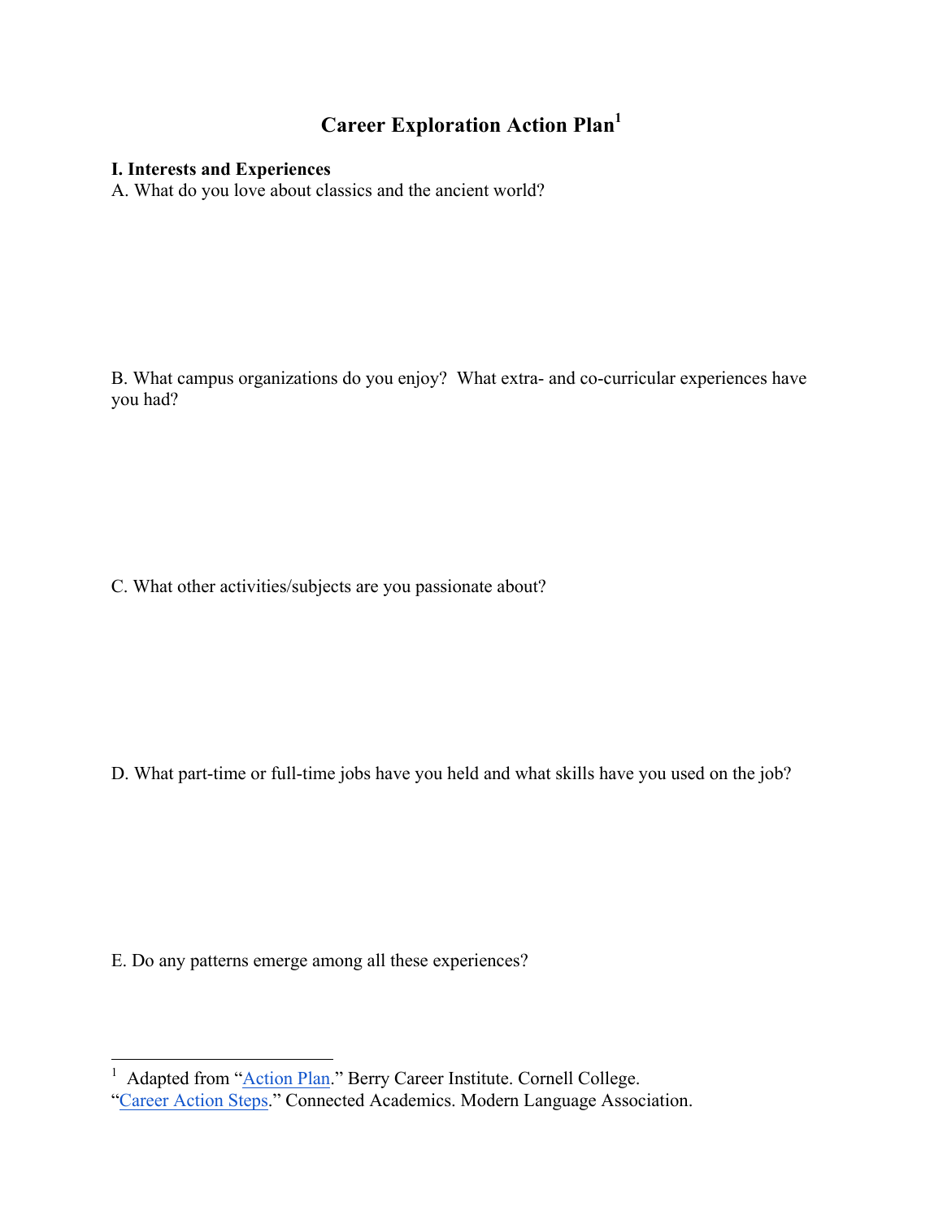# Career Exploration Action Plan[1]

**I. Interests and Experiences**

A. What do you love about classics and the ancient world?

B. What campus organizations do you enjoy? What extra- and co-curricular experiences have you had?

C. What other activities/subjects are you passionate about?

D. What part-time or full-time jobs have you held and what skills have you used on the job?

E. Do any patterns emerge among all these experiences?

---

[1] Adapted from "Action Plan." Berry Career Institute. Cornell College. "Career Action Steps." Connected Academics. Modern Language Association.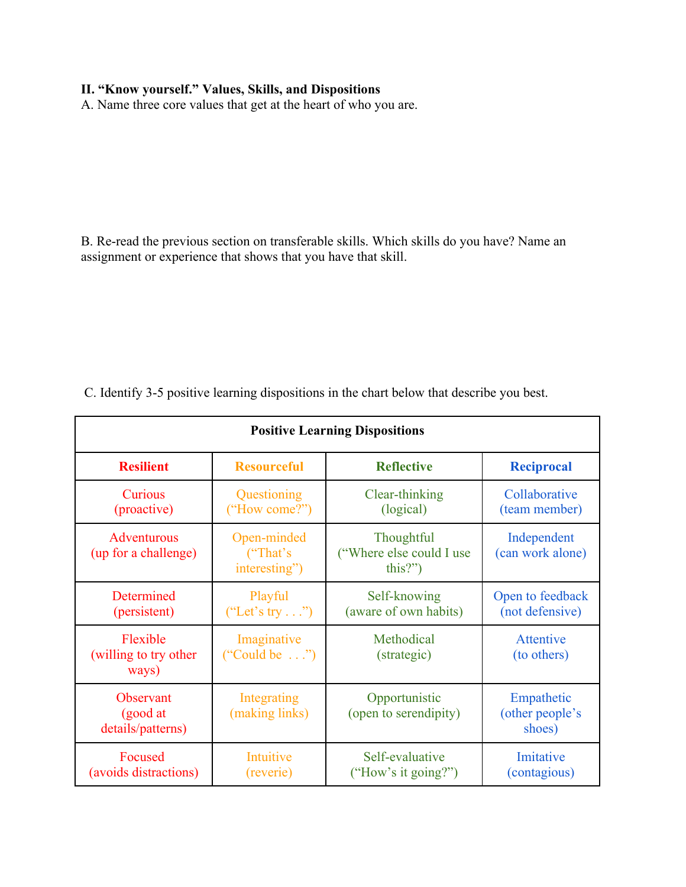**II. "Know yourself." Values, Skills, and Dispositions**

A. Name three core values that get at the heart of who you are.

B. Re-read the previous section on transferable skills. Which skills do you have? Name an assignment or experience that shows that you have that skill.

C. Identify 3-5 positive learning dispositions in the chart below that describe you best.

| Positive Learning Dispositions | | | |
|---|---|---|---|
| **Resilient** | **Resourceful** | **Reflective** | **Reciprocal** |
| Curious (proactive) | Questioning ("How come?") | Clear-thinking (logical) | Collaborative (team member) |
| Adventurous (up for a challenge) | Open-minded ("That's interesting") | Thoughtful ("Where else could I use this?") | Independent (can work alone) |
| Determined (persistent) | Playful ("Let's try . . .") | Self-knowing (aware of own habits) | Open to feedback (not defensive) |
| Flexible (willing to try other ways) | Imaginative ("Could be . . .") | Methodical (strategic) | Attentive (to others) |
| Observant (good at details/patterns) | Integrating (making links) | Opportunistic (open to serendipity) | Empathetic (other people's shoes) |
| Focused (avoids distractions) | Intuitive (reverie) | Self-evaluative ("How's it going?") | Imitative (contagious) |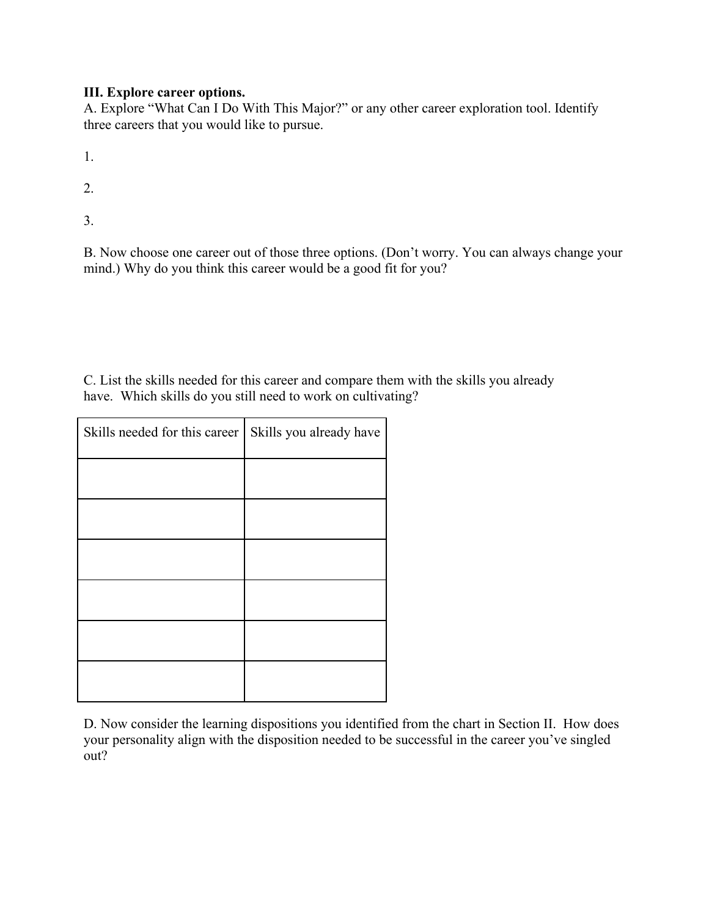**III. Explore career options.**

A. Explore "What Can I Do With This Major?" or any other career exploration tool. Identify three careers that you would like to pursue.

1.

2.

3.

B. Now choose one career out of those three options. (Don't worry. You can always change your mind.) Why do you think this career would be a good fit for you?

C. List the skills needed for this career and compare them with the skills you already have. Which skills do you still need to work on cultivating?

| Skills needed for this career | Skills you already have |
|---|---|
| | |
| | |
| | |
| | |
| | |
| | |

D. Now consider the learning dispositions you identified from the chart in Section II. How does your personality align with the disposition needed to be successful in the career you've singled out?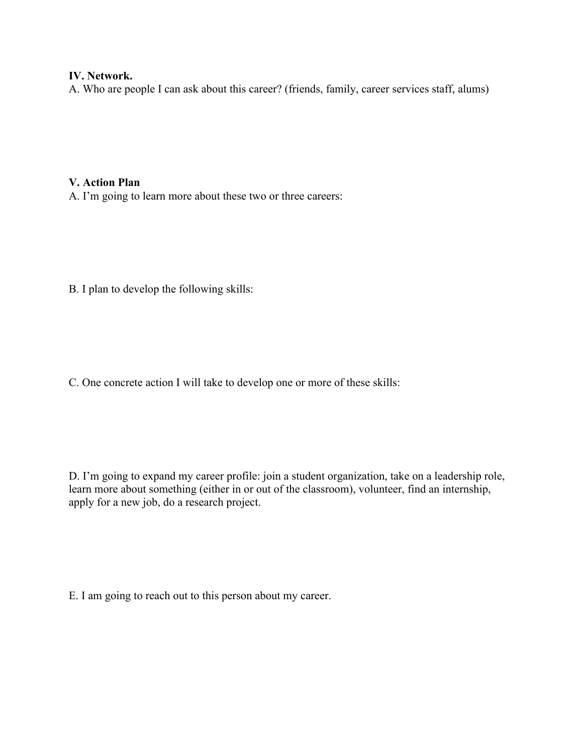**IV. Network.**

A. Who are people I can ask about this career? (friends, family, career services staff, alums)

**V. Action Plan**

A. I'm going to learn more about these two or three careers:

B. I plan to develop the following skills:

C. One concrete action I will take to develop one or more of these skills:

D. I'm going to expand my career profile: join a student organization, take on a leadership role, learn more about something (either in or out of the classroom), volunteer, find an internship, apply for a new job, do a research project.

E. I am going to reach out to this person about my career.